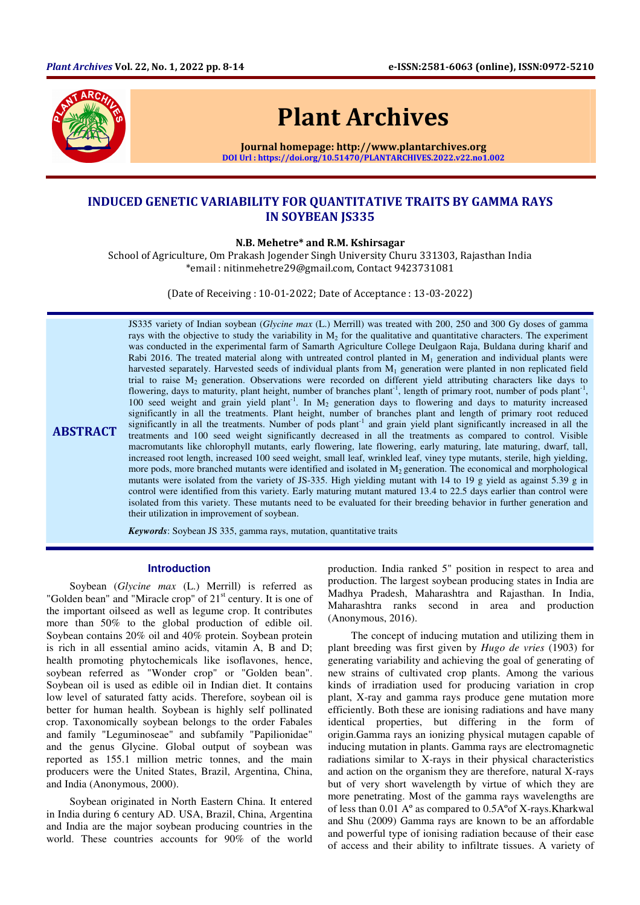# INDUCED GENETIC VARIABILITY FOR QUANTITATIVE TRAITS BY GAMMA RAYS IN SOYBEAN JS335

**N.B. Mehetre* and R.M. Kshirsagar**

School of Agriculture, Om Prakash Jogender Singh University Churu 331303, Rajasthan India
*email : nitinmehetre29@gmail.com, Contact 9423731081

(Date of Receiving : 10-01-2022; Date of Acceptance : 13-03-2022)

## ABSTRACT

JS335 variety of Indian soybean (*Glycine max* (L.) Merrill) was treated with 200, 250 and 300 Gy doses of gamma rays with the objective to study the variability in $M_2$ for the qualitative and quantitative characters. The experiment was conducted in the experimental farm of Samarth Agriculture College Deulgaon Raja, Buldana during kharif and Rabi 2016. The treated material along with untreated control planted in $M_1$ generation and individual plants were harvested separately. Harvested seeds of individual plants from $M_1$ generation were planted in non replicated field trial to raise $M_2$ generation. Observations were recorded on different yield attributing characters like days to flowering, days to maturity, plant height, number of branches plant$^{-1}$, length of primary root, number of pods plant$^{-1}$, 100 seed weight and grain yield plant$^{-1}$. In $M_2$ generation days to flowering and days to maturity increased significantly in all the treatments. Plant height, number of branches plant and length of primary root reduced significantly in all the treatments. Number of pods plant$^{-1}$ and grain yield plant significantly increased in all the treatments and 100 seed weight significantly decreased in all the treatments as compared to control. Visible macromutants like chlorophyll mutants, early flowering, late flowering, early maturing, late maturing, dwarf, tall, increased root length, increased 100 seed weight, small leaf, wrinkled leaf, viney type mutants, sterile, high yielding, more pods, more branched mutants were identified and isolated in $M_2$ generation. The economical and morphological mutants were isolated from the variety of JS-335. High yielding mutant with 14 to 19 g yield as against 5.39 g in control were identified from this variety. Early maturing mutant matured 13.4 to 22.5 days earlier than control were isolated from this variety. These mutants need to be evaluated for their breeding behavior in further generation and their utilization in improvement of soybean.

***Keywords***: Soybean JS 335, gamma rays, mutation, quantitative traits

## Introduction

Soybean (*Glycine max* (L.) Merrill) is referred as "Golden bean" and "Miracle crop" of 21st century. It is one of the important oilseed as well as legume crop. It contributes more than 50% to the global production of edible oil. Soybean contains 20% oil and 40% protein. Soybean protein is rich in all essential amino acids, vitamin A, B and D; health promoting phytochemicals like isoflavones, hence, soybean referred as "Wonder crop" or "Golden bean". Soybean oil is used as edible oil in Indian diet. It contains low level of saturated fatty acids. Therefore, soybean oil is better for human health. Soybean is highly self pollinated crop. Taxonomically soybean belongs to the order Fabales and family "Leguminoseae" and subfamily "Papilionidae" and the genus Glycine. Global output of soybean was reported as 155.1 million metric tonnes, and the main producers were the United States, Brazil, Argentina, China, and India (Anonymous, 2000).

Soybean originated in North Eastern China. It entered in India during 6 century AD. USA, Brazil, China, Argentina and India are the major soybean producing countries in the world. These countries accounts for 90% of the world production. India ranked 5" position in respect to area and production. The largest soybean producing states in India are Madhya Pradesh, Maharashtra and Rajasthan. In India, Maharashtra ranks second in area and production (Anonymous, 2016).

The concept of inducing mutation and utilizing them in plant breeding was first given by *Hugo de vries* (1903) for generating variability and achieving the goal of generating of new strains of cultivated crop plants. Among the various kinds of irradiation used for producing variation in crop plant, X-ray and gamma rays produce gene mutation more efficiently. Both these are ionising radiations and have many identical properties, but differing in the form of origin.Gamma rays an ionizing physical mutagen capable of inducing mutation in plants. Gamma rays are electromagnetic radiations similar to X-rays in their physical characteristics and action on the organism they are therefore, natural X-rays but of very short wavelength by virtue of which they are more penetrating. Most of the gamma rays wavelengths are of less than 0.01 Aº as compared to 0.5Aºof X-rays.Kharkwal and Shu (2009) Gamma rays are known to be an affordable and powerful type of ionising radiation because of their ease of access and their ability to infiltrate tissues. A variety of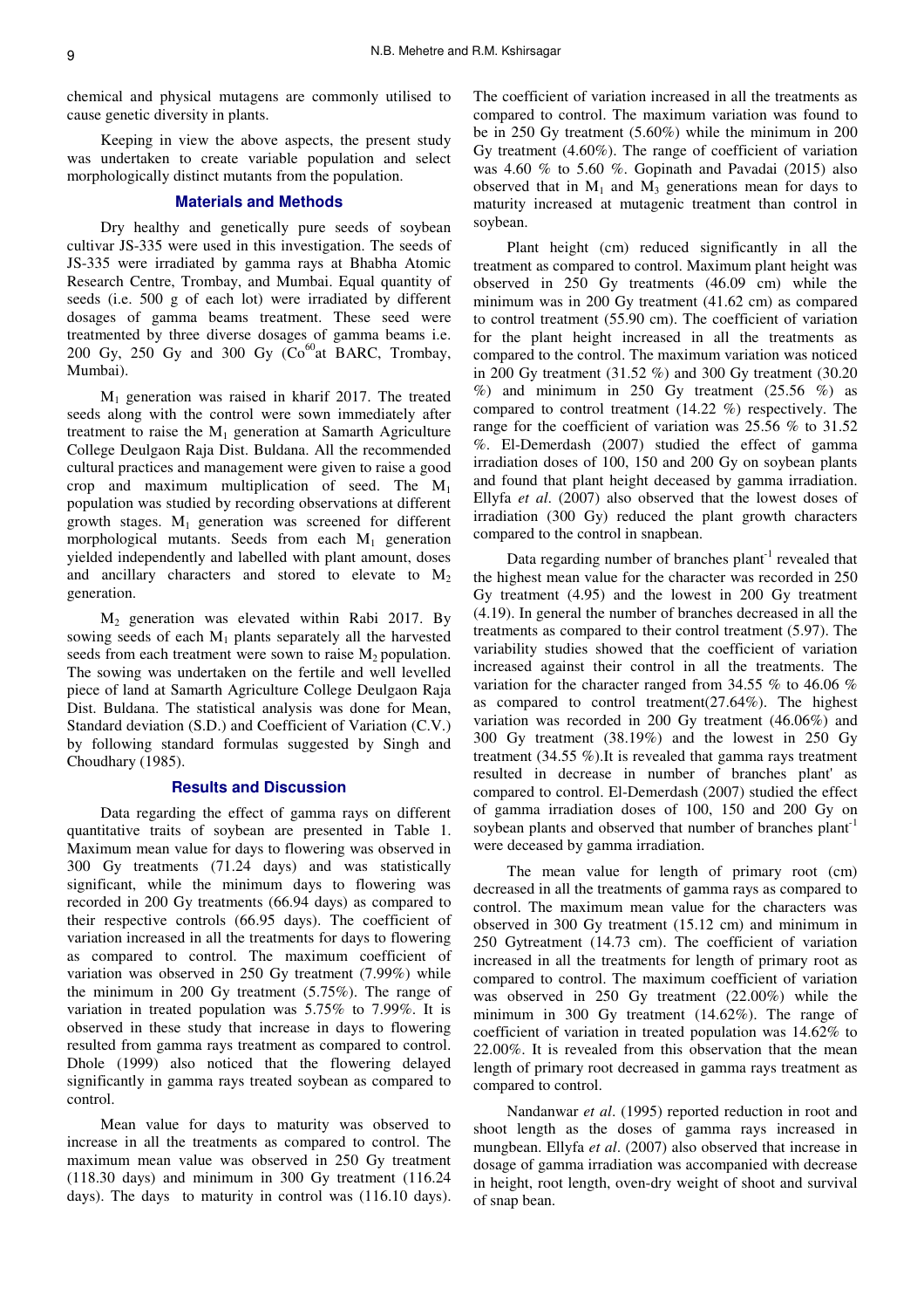chemical and physical mutagens are commonly utilised to cause genetic diversity in plants.

Keeping in view the above aspects, the present study was undertaken to create variable population and select morphologically distinct mutants from the population.

## Materials and Methods

Dry healthy and genetically pure seeds of soybean cultivar JS-335 were used in this investigation. The seeds of JS-335 were irradiated by gamma rays at Bhabha Atomic Research Centre, Trombay, and Mumbai. Equal quantity of seeds (i.e. 500 g of each lot) were irradiated by different dosages of gamma beams treatment. These seed were treatmented by three diverse dosages of gamma beams i.e. 200 Gy, 250 Gy and 300 Gy ($Co^{60}$at BARC, Trombay, Mumbai).

$M_1$ generation was raised in kharif 2017. The treated seeds along with the control were sown immediately after treatment to raise the $M_1$ generation at Samarth Agriculture College Deulgaon Raja Dist. Buldana. All the recommended cultural practices and management were given to raise a good crop and maximum multiplication of seed. The $M_1$ population was studied by recording observations at different growth stages. $M_1$ generation was screened for different morphological mutants. Seeds from each $M_1$ generation yielded independently and labelled with plant amount, doses and ancillary characters and stored to elevate to $M_2$ generation.

$M_2$ generation was elevated within Rabi 2017. By sowing seeds of each $M_1$ plants separately all the harvested seeds from each treatment were sown to raise $M_2$ population. The sowing was undertaken on the fertile and well levelled piece of land at Samarth Agriculture College Deulgaon Raja Dist. Buldana. The statistical analysis was done for Mean, Standard deviation (S.D.) and Coefficient of Variation (C.V.) by following standard formulas suggested by Singh and Choudhary (1985).

## Results and Discussion

Data regarding the effect of gamma rays on different quantitative traits of soybean are presented in Table 1. Maximum mean value for days to flowering was observed in 300 Gy treatments (71.24 days) and was statistically significant, while the minimum days to flowering was recorded in 200 Gy treatments (66.94 days) as compared to their respective controls (66.95 days). The coefficient of variation increased in all the treatments for days to flowering as compared to control. The maximum coefficient of variation was observed in 250 Gy treatment (7.99%) while the minimum in 200 Gy treatment (5.75%). The range of variation in treated population was 5.75% to 7.99%. It is observed in these study that increase in days to flowering resulted from gamma rays treatment as compared to control. Dhole (1999) also noticed that the flowering delayed significantly in gamma rays treated soybean as compared to control.

Mean value for days to maturity was observed to increase in all the treatments as compared to control. The maximum mean value was observed in 250 Gy treatment (118.30 days) and minimum in 300 Gy treatment (116.24 days). The days to maturity in control was (116.10 days). The coefficient of variation increased in all the treatments as compared to control. The maximum variation was found to be in 250 Gy treatment (5.60%) while the minimum in 200 Gy treatment (4.60%). The range of coefficient of variation was 4.60 % to 5.60 %. Gopinath and Pavadai (2015) also observed that in $M_1$ and $M_3$ generations mean for days to maturity increased at mutagenic treatment than control in soybean.

Plant height (cm) reduced significantly in all the treatment as compared to control. Maximum plant height was observed in 250 Gy treatments (46.09 cm) while the minimum was in 200 Gy treatment (41.62 cm) as compared to control treatment (55.90 cm). The coefficient of variation for the plant height increased in all the treatments as compared to the control. The maximum variation was noticed in 200 Gy treatment (31.52 %) and 300 Gy treatment (30.20 %) and minimum in 250 Gy treatment (25.56 %) as compared to control treatment (14.22 %) respectively. The range for the coefficient of variation was 25.56 % to 31.52 %. El-Demerdash (2007) studied the effect of gamma irradiation doses of 100, 150 and 200 Gy on soybean plants and found that plant height deceased by gamma irradiation. Ellyfa *et al*. (2007) also observed that the lowest doses of irradiation (300 Gy) reduced the plant growth characters compared to the control in snapbean.

Data regarding number of branches plant$^{-1}$ revealed that the highest mean value for the character was recorded in 250 Gy treatment (4.95) and the lowest in 200 Gy treatment (4.19). In general the number of branches decreased in all the treatments as compared to their control treatment (5.97). The variability studies showed that the coefficient of variation increased against their control in all the treatments. The variation for the character ranged from 34.55 % to 46.06 % as compared to control treatment(27.64%). The highest variation was recorded in 200 Gy treatment (46.06%) and 300 Gy treatment (38.19%) and the lowest in 250 Gy treatment (34.55 %).It is revealed that gamma rays treatment resulted in decrease in number of branches plant' as compared to control. El-Demerdash (2007) studied the effect of gamma irradiation doses of 100, 150 and 200 Gy on soybean plants and observed that number of branches plant$^{-1}$ were deceased by gamma irradiation.

The mean value for length of primary root (cm) decreased in all the treatments of gamma rays as compared to control. The maximum mean value for the characters was observed in 300 Gy treatment (15.12 cm) and minimum in 250 Gytreatment (14.73 cm). The coefficient of variation increased in all the treatments for length of primary root as compared to control. The maximum coefficient of variation was observed in 250 Gy treatment (22.00%) while the minimum in 300 Gy treatment (14.62%). The range of coefficient of variation in treated population was 14.62% to 22.00%. It is revealed from this observation that the mean length of primary root decreased in gamma rays treatment as compared to control.

Nandanwar *et al*. (1995) reported reduction in root and shoot length as the doses of gamma rays increased in mungbean. Ellyfa *et al*. (2007) also observed that increase in dosage of gamma irradiation was accompanied with decrease in height, root length, oven-dry weight of shoot and survival of snap bean.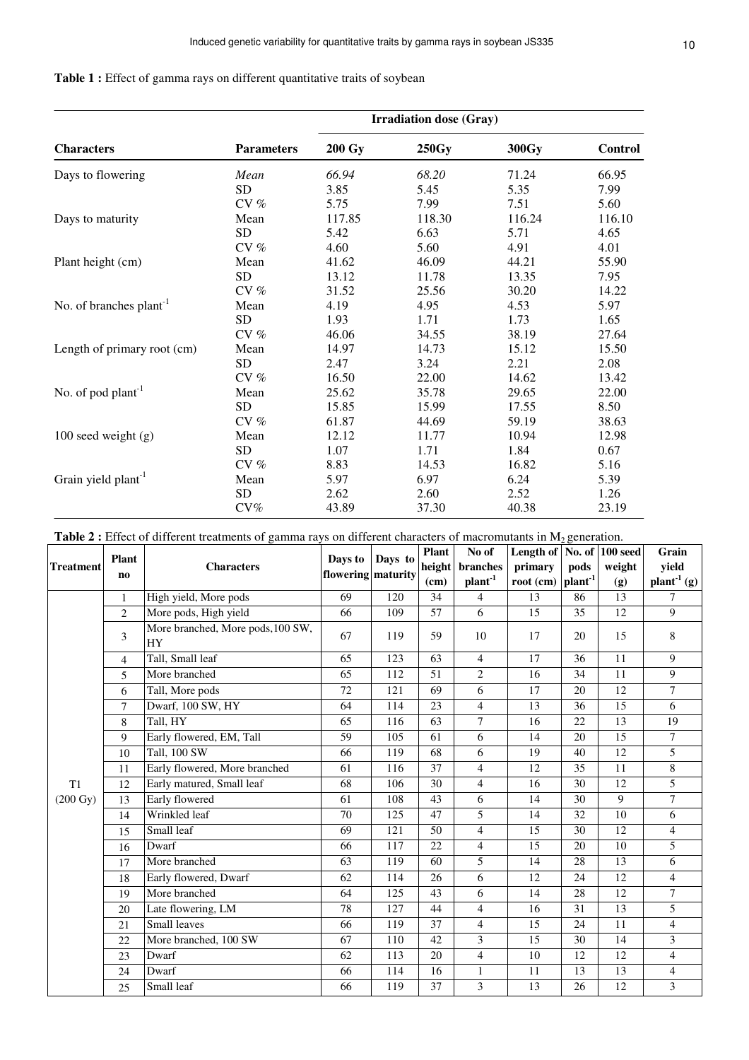**Table 1 :** Effect of gamma rays on different quantitative traits of soybean

| Characters | Parameters | Irradiation dose (Gray) | | | |
|---|---|---|---|---|---|
| | | 200 Gy | 250Gy | 300Gy | Control |
| Days to flowering | *Mean* | *66.94* | *68.20* | 71.24 | 66.95 |
| | SD | 3.85 | 5.45 | 5.35 | 7.99 |
| | CV % | 5.75 | 7.99 | 7.51 | 5.60 |
| Days to maturity | Mean | 117.85 | 118.30 | 116.24 | 116.10 |
| | SD | 5.42 | 6.63 | 5.71 | 4.65 |
| | CV % | 4.60 | 5.60 | 4.91 | 4.01 |
| Plant height (cm) | Mean | 41.62 | 46.09 | 44.21 | 55.90 |
| | SD | 13.12 | 11.78 | 13.35 | 7.95 |
| | CV % | 31.52 | 25.56 | 30.20 | 14.22 |
| No. of branches plant$^{-1}$ | Mean | 4.19 | 4.95 | 4.53 | 5.97 |
| | SD | 1.93 | 1.71 | 1.73 | 1.65 |
| | CV % | 46.06 | 34.55 | 38.19 | 27.64 |
| Length of primary root (cm) | Mean | 14.97 | 14.73 | 15.12 | 15.50 |
| | SD | 2.47 | 3.24 | 2.21 | 2.08 |
| | CV % | 16.50 | 22.00 | 14.62 | 13.42 |
| No. of pod plant$^{-1}$ | Mean | 25.62 | 35.78 | 29.65 | 22.00 |
| | SD | 15.85 | 15.99 | 17.55 | 8.50 |
| | CV % | 61.87 | 44.69 | 59.19 | 38.63 |
| 100 seed weight (g) | Mean | 12.12 | 11.77 | 10.94 | 12.98 |
| | SD | 1.07 | 1.71 | 1.84 | 0.67 |
| | CV % | 8.83 | 14.53 | 16.82 | 5.16 |
| Grain yield plant$^{-1}$ | Mean | 5.97 | 6.97 | 6.24 | 5.39 |
| | SD | 2.62 | 2.60 | 2.52 | 1.26 |
| | CV% | 43.89 | 37.30 | 40.38 | 23.19 |

**Table 2 :** Effect of different treatments of gamma rays on different characters of macromutants in $M_2$ generation.

| Treatment | Plant no | Characters | Days to flowering | Days to maturity | Plant height (cm) | No of branches plant$^{-1}$ | Length of primary root (cm) | No. of pods plant$^{-1}$ | 100 seed weight (g) | Grain yield plant$^{-1}$ (g) |
|---|---|---|---|---|---|---|---|---|---|---|
| T1 (200 Gy) | 1 | High yield, More pods | 69 | 120 | 34 | 4 | 13 | 86 | 13 | 7 |
| | 2 | More pods, High yield | 66 | 109 | 57 | 6 | 15 | 35 | 12 | 9 |
| | 3 | More branched, More pods,100 SW, HY | 67 | 119 | 59 | 10 | 17 | 20 | 15 | 8 |
| | 4 | Tall, Small leaf | 65 | 123 | 63 | 4 | 17 | 36 | 11 | 9 |
| | 5 | More branched | 65 | 112 | 51 | 2 | 16 | 34 | 11 | 9 |
| | 6 | Tall, More pods | 72 | 121 | 69 | 6 | 17 | 20 | 12 | 7 |
| | 7 | Dwarf, 100 SW, HY | 64 | 114 | 23 | 4 | 13 | 36 | 15 | 6 |
| | 8 | Tall, HY | 65 | 116 | 63 | 7 | 16 | 22 | 13 | 19 |
| | 9 | Early flowered, EM, Tall | 59 | 105 | 61 | 6 | 14 | 20 | 15 | 7 |
| | 10 | Tall, 100 SW | 66 | 119 | 68 | 6 | 19 | 40 | 12 | 5 |
| | 11 | Early flowered, More branched | 61 | 116 | 37 | 4 | 12 | 35 | 11 | 8 |
| | 12 | Early matured, Small leaf | 68 | 106 | 30 | 4 | 16 | 30 | 12 | 5 |
| | 13 | Early flowered | 61 | 108 | 43 | 6 | 14 | 30 | 9 | 7 |
| | 14 | Wrinkled leaf | 70 | 125 | 47 | 5 | 14 | 32 | 10 | 6 |
| | 15 | Small leaf | 69 | 121 | 50 | 4 | 15 | 30 | 12 | 4 |
| | 16 | Dwarf | 66 | 117 | 22 | 4 | 15 | 20 | 10 | 5 |
| | 17 | More branched | 63 | 119 | 60 | 5 | 14 | 28 | 13 | 6 |
| | 18 | Early flowered, Dwarf | 62 | 114 | 26 | 6 | 12 | 24 | 12 | 4 |
| | 19 | More branched | 64 | 125 | 43 | 6 | 14 | 28 | 12 | 7 |
| | 20 | Late flowering, LM | 78 | 127 | 44 | 4 | 16 | 31 | 13 | 5 |
| | 21 | Small leaves | 66 | 119 | 37 | 4 | 15 | 24 | 11 | 4 |
| | 22 | More branched, 100 SW | 67 | 110 | 42 | 3 | 15 | 30 | 14 | 3 |
| | 23 | Dwarf | 62 | 113 | 20 | 4 | 10 | 12 | 12 | 4 |
| | 24 | Dwarf | 66 | 114 | 16 | 1 | 11 | 13 | 13 | 4 |
| | 25 | Small leaf | 66 | 119 | 37 | 3 | 13 | 26 | 12 | 3 |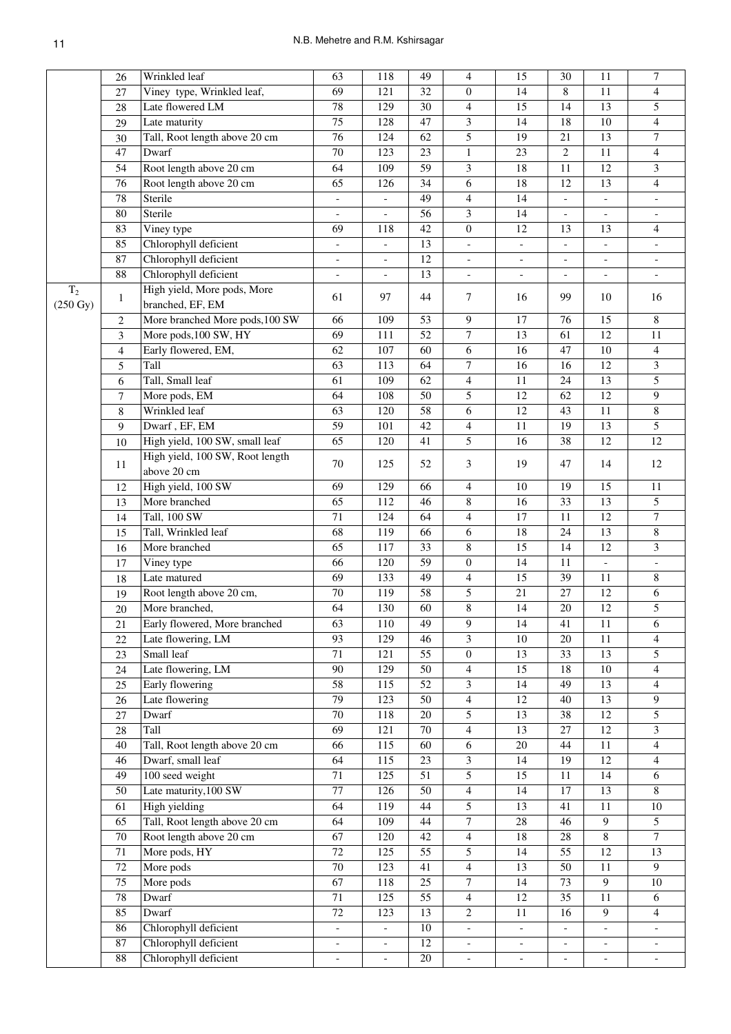| | | | | | | | | | | |
|---|---|---|---|---|---|---|---|---|---|---|
| | 26 | Wrinkled leaf | 63 | 118 | 49 | 4 | 15 | 30 | 11 | 7 |
| | 27 | Viney type, Wrinkled leaf, | 69 | 121 | 32 | 0 | 14 | 8 | 11 | 4 |
| | 28 | Late flowered LM | 78 | 129 | 30 | 4 | 15 | 14 | 13 | 5 |
| | 29 | Late maturity | 75 | 128 | 47 | 3 | 14 | 18 | 10 | 4 |
| | 30 | Tall, Root length above 20 cm | 76 | 124 | 62 | 5 | 19 | 21 | 13 | 7 |
| | 47 | Dwarf | 70 | 123 | 23 | 1 | 23 | 2 | 11 | 4 |
| | 54 | Root length above 20 cm | 64 | 109 | 59 | 3 | 18 | 11 | 12 | 3 |
| | 76 | Root length above 20 cm | 65 | 126 | 34 | 6 | 18 | 12 | 13 | 4 |
| | 78 | Sterile | - | - | 49 | 4 | 14 | - | - | - |
| | 80 | Sterile | - | - | 56 | 3 | 14 | - | - | - |
| | 83 | Viney type | 69 | 118 | 42 | 0 | 12 | 13 | 13 | 4 |
| | 85 | Chlorophyll deficient | - | - | 13 | - | - | - | - | - |
| | 87 | Chlorophyll deficient | - | - | 12 | - | - | - | - | - |
| | 88 | Chlorophyll deficient | - | - | 13 | - | - | - | - | - |
| $T_2$ (250 Gy) | 1 | High yield, More pods, More branched, EF, EM | 61 | 97 | 44 | 7 | 16 | 99 | 10 | 16 |
| | 2 | More branched More pods,100 SW | 66 | 109 | 53 | 9 | 17 | 76 | 15 | 8 |
| | 3 | More pods,100 SW, HY | 69 | 111 | 52 | 7 | 13 | 61 | 12 | 11 |
| | 4 | Early flowered, EM, | 62 | 107 | 60 | 6 | 16 | 47 | 10 | 4 |
| | 5 | Tall | 63 | 113 | 64 | 7 | 16 | 16 | 12 | 3 |
| | 6 | Tall, Small leaf | 61 | 109 | 62 | 4 | 11 | 24 | 13 | 5 |
| | 7 | More pods, EM | 64 | 108 | 50 | 5 | 12 | 62 | 12 | 9 |
| | 8 | Wrinkled leaf | 63 | 120 | 58 | 6 | 12 | 43 | 11 | 8 |
| | 9 | Dwarf , EF, EM | 59 | 101 | 42 | 4 | 11 | 19 | 13 | 5 |
| | 10 | High yield, 100 SW, small leaf | 65 | 120 | 41 | 5 | 16 | 38 | 12 | 12 |
| | 11 | High yield, 100 SW, Root length above 20 cm | 70 | 125 | 52 | 3 | 19 | 47 | 14 | 12 |
| | 12 | High yield, 100 SW | 69 | 129 | 66 | 4 | 10 | 19 | 15 | 11 |
| | 13 | More branched | 65 | 112 | 46 | 8 | 16 | 33 | 13 | 5 |
| | 14 | Tall, 100 SW | 71 | 124 | 64 | 4 | 17 | 11 | 12 | 7 |
| | 15 | Tall, Wrinkled leaf | 68 | 119 | 66 | 6 | 18 | 24 | 13 | 8 |
| | 16 | More branched | 65 | 117 | 33 | 8 | 15 | 14 | 12 | 3 |
| | 17 | Viney type | 66 | 120 | 59 | 0 | 14 | 11 | - | - |
| | 18 | Late matured | 69 | 133 | 49 | 4 | 15 | 39 | 11 | 8 |
| | 19 | Root length above 20 cm, | 70 | 119 | 58 | 5 | 21 | 27 | 12 | 6 |
| | 20 | More branched, | 64 | 130 | 60 | 8 | 14 | 20 | 12 | 5 |
| | 21 | Early flowered, More branched | 63 | 110 | 49 | 9 | 14 | 41 | 11 | 6 |
| | 22 | Late flowering, LM | 93 | 129 | 46 | 3 | 10 | 20 | 11 | 4 |
| | 23 | Small leaf | 71 | 121 | 55 | 0 | 13 | 33 | 13 | 5 |
| | 24 | Late flowering, LM | 90 | 129 | 50 | 4 | 15 | 18 | 10 | 4 |
| | 25 | Early flowering | 58 | 115 | 52 | 3 | 14 | 49 | 13 | 4 |
| | 26 | Late flowering | 79 | 123 | 50 | 4 | 12 | 40 | 13 | 9 |
| | 27 | Dwarf | 70 | 118 | 20 | 5 | 13 | 38 | 12 | 5 |
| | 28 | Tall | 69 | 121 | 70 | 4 | 13 | 27 | 12 | 3 |
| | 40 | Tall, Root length above 20 cm | 66 | 115 | 60 | 6 | 20 | 44 | 11 | 4 |
| | 46 | Dwarf, small leaf | 64 | 115 | 23 | 3 | 14 | 19 | 12 | 4 |
| | 49 | 100 seed weight | 71 | 125 | 51 | 5 | 15 | 11 | 14 | 6 |
| | 50 | Late maturity,100 SW | 77 | 126 | 50 | 4 | 14 | 17 | 13 | 8 |
| | 61 | High yielding | 64 | 119 | 44 | 5 | 13 | 41 | 11 | 10 |
| | 65 | Tall, Root length above 20 cm | 64 | 109 | 44 | 7 | 28 | 46 | 9 | 5 |
| | 70 | Root length above 20 cm | 67 | 120 | 42 | 4 | 18 | 28 | 8 | 7 |
| | 71 | More pods, HY | 72 | 125 | 55 | 5 | 14 | 55 | 12 | 13 |
| | 72 | More pods | 70 | 123 | 41 | 4 | 13 | 50 | 11 | 9 |
| | 75 | More pods | 67 | 118 | 25 | 7 | 14 | 73 | 9 | 10 |
| | 78 | Dwarf | 71 | 125 | 55 | 4 | 12 | 35 | 11 | 6 |
| | 85 | Dwarf | 72 | 123 | 13 | 2 | 11 | 16 | 9 | 4 |
| | 86 | Chlorophyll deficient | - | - | 10 | - | - | - | - | - |
| | 87 | Chlorophyll deficient | - | - | 12 | - | - | - | - | - |
| | 88 | Chlorophyll deficient | - | - | 20 | - | - | - | - | - |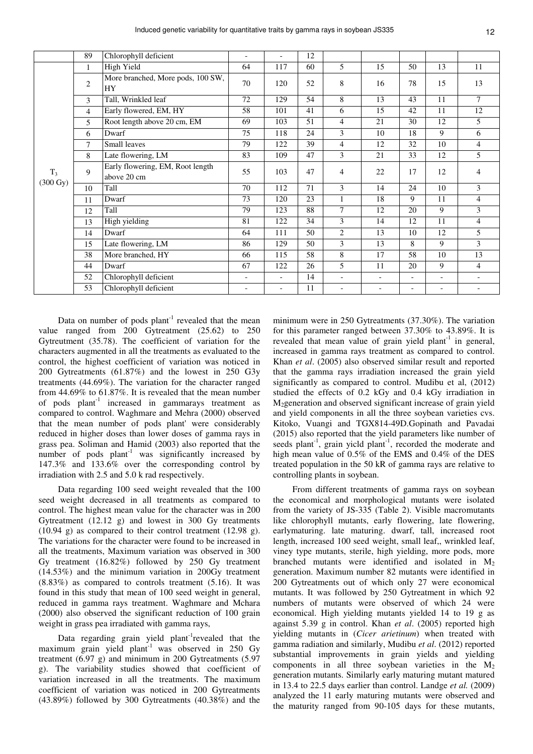| | 89 | Chlorophyll deficient | - | - | 12 | | | | | |
|---|---|---|---|---|---|---|---|---|---|---|
| $T_3$ (300 Gy) | 1 | High Yield | 64 | 117 | 60 | 5 | 15 | 50 | 13 | 11 |
| | 2 | More branched, More pods, 100 SW, HY | 70 | 120 | 52 | 8 | 16 | 78 | 15 | 13 |
| | 3 | Tall, Wrinkled leaf | 72 | 129 | 54 | 8 | 13 | 43 | 11 | 7 |
| | 4 | Early flowered, EM, HY | 58 | 101 | 41 | 6 | 15 | 42 | 11 | 12 |
| | 5 | Root length above 20 cm, EM | 69 | 103 | 51 | 4 | 21 | 30 | 12 | 5 |
| | 6 | Dwarf | 75 | 118 | 24 | 3 | 10 | 18 | 9 | 6 |
| | 7 | Small leaves | 79 | 122 | 39 | 4 | 12 | 32 | 10 | 4 |
| | 8 | Late flowering, LM | 83 | 109 | 47 | 3 | 21 | 33 | 12 | 5 |
| | 9 | Early flowering, EM, Root length above 20 cm | 55 | 103 | 47 | 4 | 22 | 17 | 12 | 4 |
| | 10 | Tall | 70 | 112 | 71 | 3 | 14 | 24 | 10 | 3 |
| | 11 | Dwarf | 73 | 120 | 23 | 1 | 18 | 9 | 11 | 4 |
| | 12 | Tall | 79 | 123 | 88 | 7 | 12 | 20 | 9 | 3 |
| | 13 | High yielding | 81 | 122 | 34 | 3 | 14 | 12 | 11 | 4 |
| | 14 | Dwarf | 64 | 111 | 50 | 2 | 13 | 10 | 12 | 5 |
| | 15 | Late flowering, LM | 86 | 129 | 50 | 3 | 13 | 8 | 9 | 3 |
| | 38 | More branched, HY | 66 | 115 | 58 | 8 | 17 | 58 | 10 | 13 |
| | 44 | Dwarf | 67 | 122 | 26 | 5 | 11 | 20 | 9 | 4 |
| | 52 | Chlorophyll deficient | - | - | 14 | - | - | - | - | - |
| | 53 | Chlorophyll deficient | - | - | 11 | - | - | - | - | - |

Data on number of pods plant$^{-1}$ revealed that the mean value ranged from 200 Gytreatment (25.62) to 250 Gytreutment (35.78). The coefficient of variation for the characters augmented in all the treatments as evaluated to the control, the highest coefficient of variation was noticed in 200 Gytreatments (61.87%) and the lowest in 250 G3y treatments (44.69%). The variation for the character ranged from 44.69% to 61.87%. It is revealed that the mean number of pods plant$^{-1}$ increased in gammarays treatment as compared to control. Waghmare and Mehra (2000) observed that the mean number of pods plant' were considerably reduced in higher doses than lower doses of gamma rays in grass pea. Soliman and Hamid (2003) also reported that the number of pods plant$^{-1}$ was significantly increased by 147.3% and 133.6% over the corresponding control by irradiation with 2.5 and 5.0 k rad respectively.

Data regarding 100 seed weight revealed that the 100 seed weight decreased in all treatments as compared to control. The highest mean value for the character was in 200 Gytreatment (12.12 g) and lowest in 300 Gy treatments (10.94 g) as compared to their control treatment (12.98 g). The variations for the character were found to be increased in all the treatments, Maximum variation was observed in 300 Gy treatment (16.82%) followed by 250 Gy treatment (14.53%) and the minimum variation in 200Gy treatment (8.83%) as compared to controls treatment (5.16). It was found in this study that mean of 100 seed weight in general, reduced in gamma rays treatment. Waghmare and Mchara (2000) also observed the significant reduction of 100 grain weight in grass pea irradiated with gamma rays,

Data regarding grain yield plant$^{-1}$revealed that the maximum grain yield plant$^{-1}$ was observed in 250 Gy treatment (6.97 g) and minimum in 200 Gytreatments (5.97 g). The variability studies showed that coefficient of variation increased in all the treatments. The maximum coefficient of variation was noticed in 200 Gytreatments (43.89%) followed by 300 Gytreatments (40.38%) and the minimum were in 250 Gytreatments (37.30%). The variation for this parameter ranged between 37.30% to 43.89%. It is revealed that mean value of grain yield plant$^{-1}$ in general, increased in gamma rays treatment as compared to control. Khan *et al*. (2005) also observed similar result and reported that the gamma rays irradiation increased the grain yield significantly as compared to control. Mudibu et al, (2012) studied the effects of 0.2 kGy and 0.4 kGy irradiation in $M_2$generation and observed significant increase of grain yield and yield components in all the three soybean varieties cvs. Kitoko, Vuangi and TGX814-49D.Gopinath and Pavadai (2015) also reported that the yield parameters like number of seeds plant$^{-1}$, grain yicld plant$^{-1}$, recorded the moderate and high mean value of 0.5% of the EMS and 0.4% of the DES treated population in the 50 kR of gamma rays are relative to controlling plants in soybean.

From different treatments of gamma rays on soybean the economical and morphological mutants were isolated from the variety of JS-335 (Table 2). Visible macromutants like chlorophyll mutants, early flowering, late flowering, earlymaturing. late maturing. dwarf, tall, increased root length, increased 100 seed weight, small leaf,, wrinkled leaf, viney type mutants, sterile, high yielding, more pods, more branched mutants were identified and isolated in $M_2$ generation. Maximum number 82 mutants were identified in 200 Gytreatments out of which only 27 were economical mutants. It was followed by 250 Gytreatment in which 92 numbers of mutants were observed of which 24 were economical. High yielding mutants yielded 14 to 19 g as against 5.39 g in control. Khan *et al*. (2005) reported high yielding mutants in (*Cicer arietinum*) when treated with gamma radiation and similarly, Mudibu *et al*. (2012) reported substantial improvements in grain yields and yielding components in all three soybean varieties in the $M_2$ generation mutants. Similarly early maturing mutant matured in 13.4 to 22.5 days earlier than control. Landge *et al.* (2009) analyzed the 11 early maturing mutants were observed and the maturity ranged from 90-105 days for these mutants,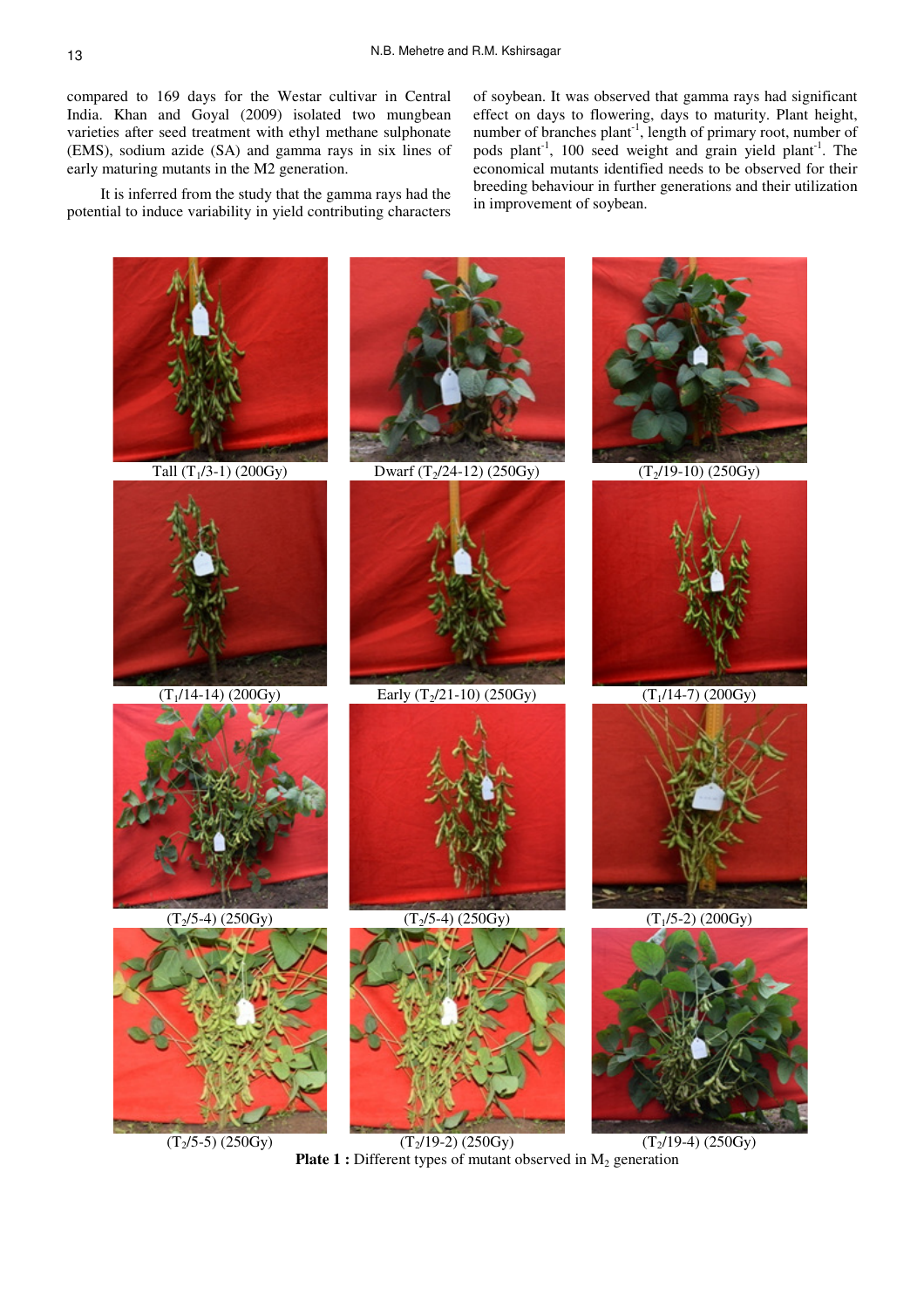compared to 169 days for the Westar cultivar in Central India. Khan and Goyal (2009) isolated two mungbean varieties after seed treatment with ethyl methane sulphonate (EMS), sodium azide (SA) and gamma rays in six lines of early maturing mutants in the M2 generation.

It is inferred from the study that the gamma rays had the potential to induce variability in yield contributing characters of soybean. It was observed that gamma rays had significant effect on days to flowering, days to maturity. Plant height, number of branches plant$^{-1}$, length of primary root, number of pods plant$^{-1}$, 100 seed weight and grain yield plant$^{-1}$. The economical mutants identified needs to be observed for their breeding behaviour in further generations and their utilization in improvement of soybean.

Tall ($T_1$/3-1) (200Gy) | Dwarf ($T_2$/24-12) (250Gy) | ($T_2$/19-10) (250Gy)

($T_1$/14-14) (200Gy) | Early ($T_2$/21-10) (250Gy) | ($T_1$/14-7) (200Gy)

($T_2$/5-4) (250Gy) | ($T_2$/5-4) (250Gy) | ($T_1$/5-2) (200Gy)

($T_2$/5-5) (250Gy) | ($T_2$/19-2) (250Gy) | ($T_2$/19-4) (250Gy)

**Plate 1 :** Different types of mutant observed in $M_2$ generation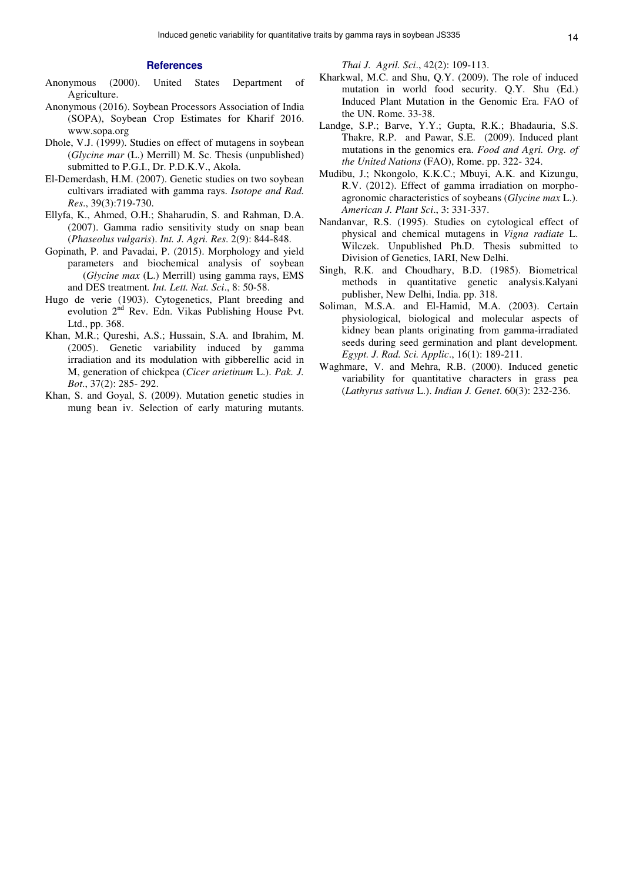## References

Anonymous (2000). United States Department of Agriculture.

Anonymous (2016). Soybean Processors Association of India (SOPA), Soybean Crop Estimates for Kharif 2016. www.sopa.org

Dhole, V.J. (1999). Studies on effect of mutagens in soybean (*Glycine mar* (L.) Merrill) M. Sc. Thesis (unpublished) submitted to P.G.I., Dr. P.D.K.V., Akola.

El-Demerdash, H.M. (2007). Genetic studies on two soybean cultivars irradiated with gamma rays. *Isotope and Rad. Res*., 39(3):719-730.

Ellyfa, K., Ahmed, O.H.; Shaharudin, S. and Rahman, D.A. (2007). Gamma radio sensitivity study on snap bean (*Phaseolus vulgaris*). *Int. J. Agri. Res*. 2(9): 844-848.

Gopinath, P. and Pavadai, P. (2015). Morphology and yield parameters and biochemical analysis of soybean (*Glycine max* (L.) Merrill) using gamma rays, EMS and DES treatment*. Int. Lett. Nat. Sci*., 8: 50-58.

Hugo de verie (1903). Cytogenetics, Plant breeding and evolution 2nd Rev. Edn. Vikas Publishing House Pvt. Ltd., pp. 368.

Khan, M.R.; Qureshi, A.S.; Hussain, S.A. and Ibrahim, M. (2005). Genetic variability induced by gamma irradiation and its modulation with gibberellic acid in M, generation of chickpea (*Cicer arietinum* L.). *Pak. J. Bot*., 37(2): 285- 292.

Khan, S. and Goyal, S. (2009). Mutation genetic studies in mung bean iv. Selection of early maturing mutants. *Thai J. Agril. Sci*., 42(2): 109-113.

Kharkwal, M.C. and Shu, Q.Y. (2009). The role of induced mutation in world food security. Q.Y. Shu (Ed.) Induced Plant Mutation in the Genomic Era. FAO of the UN. Rome. 33-38.

Landge, S.P.; Barve, Y.Y.; Gupta, R.K.; Bhadauria, S.S. Thakre, R.P. and Pawar, S.E. (2009). Induced plant mutations in the genomics era. *Food and Agri. Org. of the United Nations* (FAO), Rome. pp. 322- 324.

Mudibu, J.; Nkongolo, K.K.C.; Mbuyi, A.K. and Kizungu, R.V. (2012). Effect of gamma irradiation on morpho-agronomic characteristics of soybeans (*Glycine max* L.). *American J. Plant Sci*., 3: 331-337.

Nandanvar, R.S. (1995). Studies on cytological effect of physical and chemical mutagens in *Vigna radiate* L. Wilczek. Unpublished Ph.D. Thesis submitted to Division of Genetics, IARI, New Delhi.

Singh, R.K. and Choudhary, B.D. (1985). Biometrical methods in quantitative genetic analysis.Kalyani publisher, New Delhi, India. pp. 318.

Soliman, M.S.A. and El-Hamid, M.A. (2003). Certain physiological, biological and molecular aspects of kidney bean plants originating from gamma-irradiated seeds during seed germination and plant development*. Egypt. J. Rad. Sci. Applic*., 16(1): 189-211.

Waghmare, V. and Mehra, R.B. (2000). Induced genetic variability for quantitative characters in grass pea (*Lathyrus sativus* L.). *Indian J. Genet*. 60(3): 232-236.